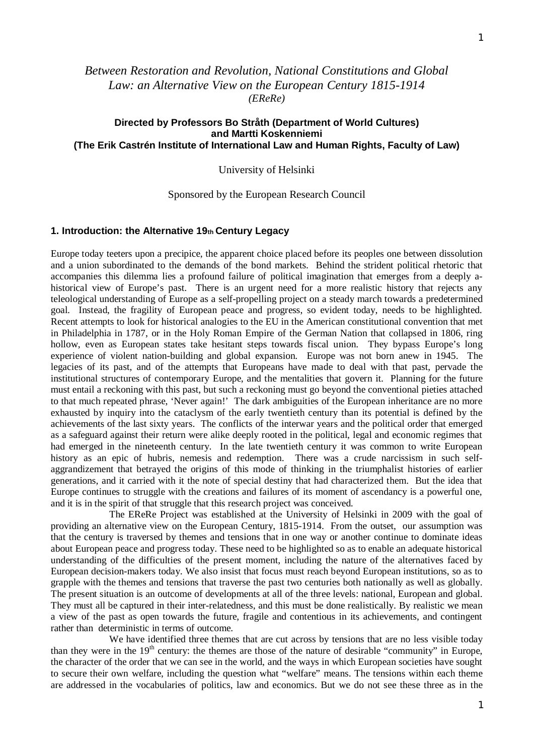# *Between Restoration and Revolution, National Constitutions and Global Law: an Alternative View on the European Century 1815-1914*
*(EReRe)*

**Directed by Professors Bo Stråth (Department of World Cultures) and Martti Koskenniemi (The Erik Castrén Institute of International Law and Human Rights, Faculty of Law)**

University of Helsinki

Sponsored by the European Research Council

### 1. Introduction: the Alternative 19th Century Legacy

Europe today teeters upon a precipice, the apparent choice placed before its peoples one between dissolution and a union subordinated to the demands of the bond markets. Behind the strident political rhetoric that accompanies this dilemma lies a profound failure of political imagination that emerges from a deeply a-historical view of Europe's past. There is an urgent need for a more realistic history that rejects any teleological understanding of Europe as a self-propelling project on a steady march towards a predetermined goal. Instead, the fragility of European peace and progress, so evident today, needs to be highlighted. Recent attempts to look for historical analogies to the EU in the American constitutional convention that met in Philadelphia in 1787, or in the Holy Roman Empire of the German Nation that collapsed in 1806, ring hollow, even as European states take hesitant steps towards fiscal union. They bypass Europe's long experience of violent nation-building and global expansion. Europe was not born anew in 1945. The legacies of its past, and of the attempts that Europeans have made to deal with that past, pervade the institutional structures of contemporary Europe, and the mentalities that govern it. Planning for the future must entail a reckoning with this past, but such a reckoning must go beyond the conventional pieties attached to that much repeated phrase, 'Never again!' The dark ambiguities of the European inheritance are no more exhausted by inquiry into the cataclysm of the early twentieth century than its potential is defined by the achievements of the last sixty years. The conflicts of the interwar years and the political order that emerged as a safeguard against their return were alike deeply rooted in the political, legal and economic regimes that had emerged in the nineteenth century. In the late twentieth century it was common to write European history as an epic of hubris, nemesis and redemption. There was a crude narcissism in such self-aggrandizement that betrayed the origins of this mode of thinking in the triumphalist histories of earlier generations, and it carried with it the note of special destiny that had characterized them. But the idea that Europe continues to struggle with the creations and failures of its moment of ascendancy is a powerful one, and it is in the spirit of that struggle that this research project was conceived.

The EReRe Project was established at the University of Helsinki in 2009 with the goal of providing an alternative view on the European Century, 1815-1914. From the outset, our assumption was that the century is traversed by themes and tensions that in one way or another continue to dominate ideas about European peace and progress today. These need to be highlighted so as to enable an adequate historical understanding of the difficulties of the present moment, including the nature of the alternatives faced by European decision-makers today. We also insist that focus must reach beyond European institutions, so as to grapple with the themes and tensions that traverse the past two centuries both nationally as well as globally. The present situation is an outcome of developments at all of the three levels: national, European and global. They must all be captured in their inter-relatedness, and this must be done realistically. By realistic we mean a view of the past as open towards the future, fragile and contentious in its achievements, and contingent rather than deterministic in terms of outcome.

We have identified three themes that are cut across by tensions that are no less visible today than they were in the 19th century: the themes are those of the nature of desirable "community" in Europe, the character of the order that we can see in the world, and the ways in which European societies have sought to secure their own welfare, including the question what "welfare" means. The tensions within each theme are addressed in the vocabularies of politics, law and economics. But we do not see these three as in the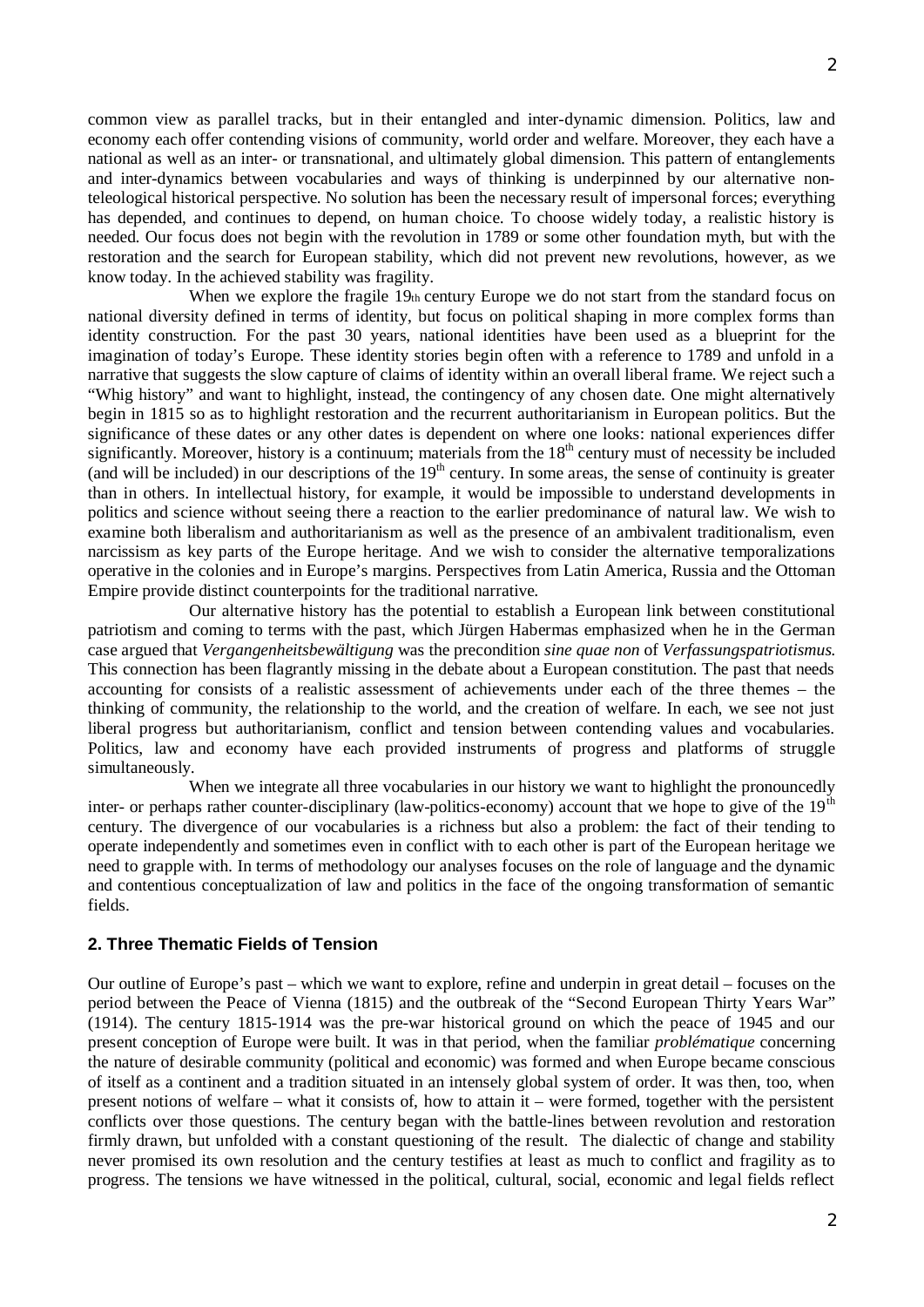common view as parallel tracks, but in their entangled and inter-dynamic dimension. Politics, law and economy each offer contending visions of community, world order and welfare. Moreover, they each have a national as well as an inter- or transnational, and ultimately global dimension. This pattern of entanglements and inter-dynamics between vocabularies and ways of thinking is underpinned by our alternative non-teleological historical perspective. No solution has been the necessary result of impersonal forces; everything has depended, and continues to depend, on human choice. To choose widely today, a realistic history is needed. Our focus does not begin with the revolution in 1789 or some other foundation myth, but with the restoration and the search for European stability, which did not prevent new revolutions, however, as we know today. In the achieved stability was fragility.

When we explore the fragile 19th century Europe we do not start from the standard focus on national diversity defined in terms of identity, but focus on political shaping in more complex forms than identity construction. For the past 30 years, national identities have been used as a blueprint for the imagination of today's Europe. These identity stories begin often with a reference to 1789 and unfold in a narrative that suggests the slow capture of claims of identity within an overall liberal frame. We reject such a "Whig history" and want to highlight, instead, the contingency of any chosen date. One might alternatively begin in 1815 so as to highlight restoration and the recurrent authoritarianism in European politics. But the significance of these dates or any other dates is dependent on where one looks: national experiences differ significantly. Moreover, history is a continuum; materials from the 18th century must of necessity be included (and will be included) in our descriptions of the 19th century. In some areas, the sense of continuity is greater than in others. In intellectual history, for example, it would be impossible to understand developments in politics and science without seeing there a reaction to the earlier predominance of natural law. We wish to examine both liberalism and authoritarianism as well as the presence of an ambivalent traditionalism, even narcissism as key parts of the Europe heritage. And we wish to consider the alternative temporalizations operative in the colonies and in Europe's margins. Perspectives from Latin America, Russia and the Ottoman Empire provide distinct counterpoints for the traditional narrative.

Our alternative history has the potential to establish a European link between constitutional patriotism and coming to terms with the past, which Jürgen Habermas emphasized when he in the German case argued that *Vergangenheitsbewältigung* was the precondition *sine quae non* of *Verfassungspatriotismus.* This connection has been flagrantly missing in the debate about a European constitution. The past that needs accounting for consists of a realistic assessment of achievements under each of the three themes – the thinking of community, the relationship to the world, and the creation of welfare. In each, we see not just liberal progress but authoritarianism, conflict and tension between contending values and vocabularies. Politics, law and economy have each provided instruments of progress and platforms of struggle simultaneously.

When we integrate all three vocabularies in our history we want to highlight the pronouncedly inter- or perhaps rather counter-disciplinary (law-politics-economy) account that we hope to give of the 19th century. The divergence of our vocabularies is a richness but also a problem: the fact of their tending to operate independently and sometimes even in conflict with to each other is part of the European heritage we need to grapple with. In terms of methodology our analyses focuses on the role of language and the dynamic and contentious conceptualization of law and politics in the face of the ongoing transformation of semantic fields.

## 2. Three Thematic Fields of Tension

Our outline of Europe's past – which we want to explore, refine and underpin in great detail – focuses on the period between the Peace of Vienna (1815) and the outbreak of the "Second European Thirty Years War" (1914). The century 1815-1914 was the pre-war historical ground on which the peace of 1945 and our present conception of Europe were built. It was in that period, when the familiar *problématique* concerning the nature of desirable community (political and economic) was formed and when Europe became conscious of itself as a continent and a tradition situated in an intensely global system of order. It was then, too, when present notions of welfare – what it consists of, how to attain it – were formed, together with the persistent conflicts over those questions. The century began with the battle-lines between revolution and restoration firmly drawn, but unfolded with a constant questioning of the result. The dialectic of change and stability never promised its own resolution and the century testifies at least as much to conflict and fragility as to progress. The tensions we have witnessed in the political, cultural, social, economic and legal fields reflect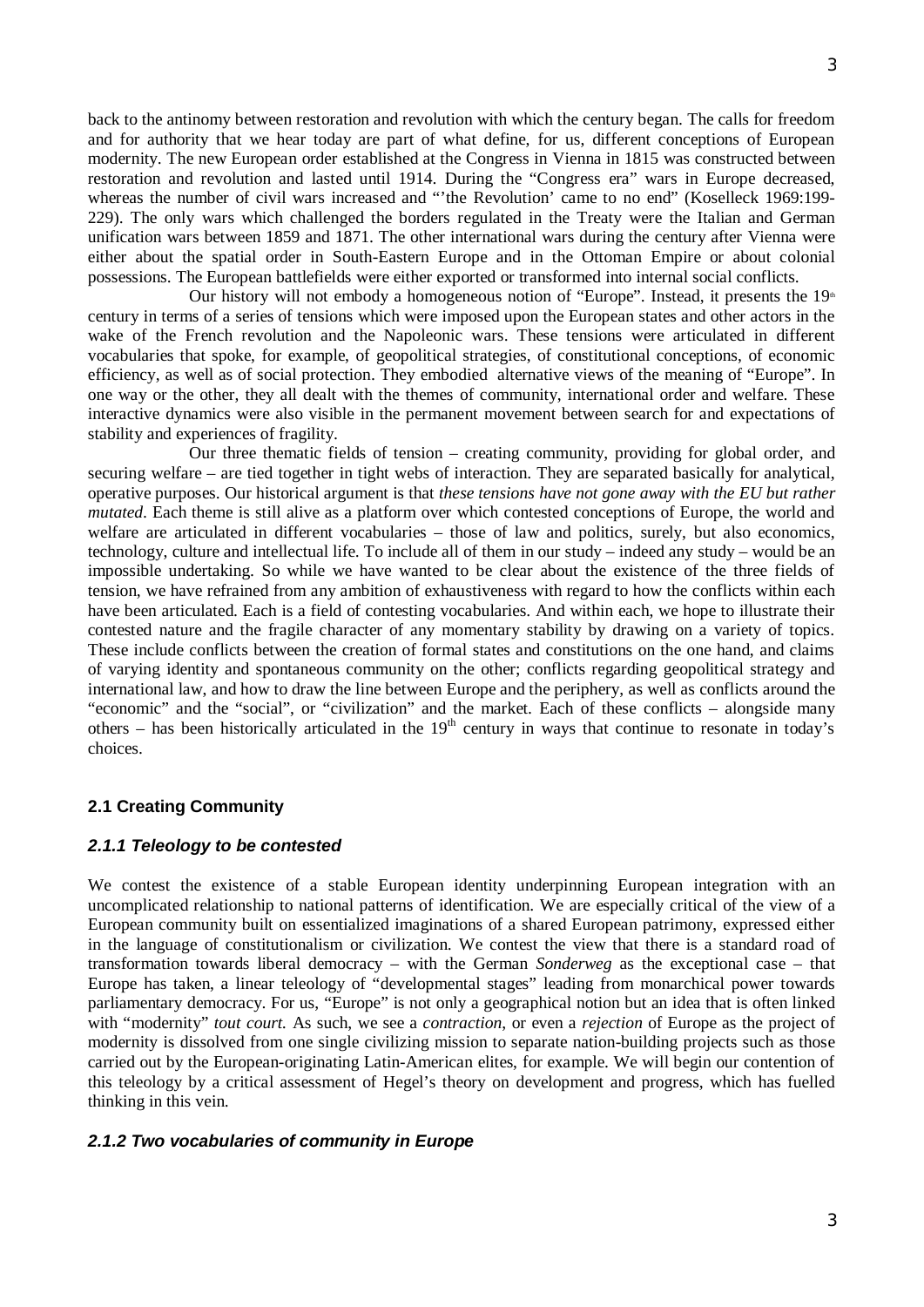back to the antinomy between restoration and revolution with which the century began. The calls for freedom and for authority that we hear today are part of what define, for us, different conceptions of European modernity. The new European order established at the Congress in Vienna in 1815 was constructed between restoration and revolution and lasted until 1914. During the "Congress era" wars in Europe decreased, whereas the number of civil wars increased and "'the Revolution' came to no end" (Koselleck 1969:199-229). The only wars which challenged the borders regulated in the Treaty were the Italian and German unification wars between 1859 and 1871. The other international wars during the century after Vienna were either about the spatial order in South-Eastern Europe and in the Ottoman Empire or about colonial possessions. The European battlefields were either exported or transformed into internal social conflicts.

Our history will not embody a homogeneous notion of "Europe". Instead, it presents the 19th century in terms of a series of tensions which were imposed upon the European states and other actors in the wake of the French revolution and the Napoleonic wars. These tensions were articulated in different vocabularies that spoke, for example, of geopolitical strategies, of constitutional conceptions, of economic efficiency, as well as of social protection. They embodied alternative views of the meaning of "Europe". In one way or the other, they all dealt with the themes of community, international order and welfare. These interactive dynamics were also visible in the permanent movement between search for and expectations of stability and experiences of fragility.

Our three thematic fields of tension – creating community, providing for global order, and securing welfare – are tied together in tight webs of interaction. They are separated basically for analytical, operative purposes. Our historical argument is that *these tensions have not gone away with the EU but rather mutated*. Each theme is still alive as a platform over which contested conceptions of Europe, the world and welfare are articulated in different vocabularies – those of law and politics, surely, but also economics, technology, culture and intellectual life. To include all of them in our study – indeed any study – would be an impossible undertaking. So while we have wanted to be clear about the existence of the three fields of tension, we have refrained from any ambition of exhaustiveness with regard to how the conflicts within each have been articulated. Each is a field of contesting vocabularies. And within each, we hope to illustrate their contested nature and the fragile character of any momentary stability by drawing on a variety of topics. These include conflicts between the creation of formal states and constitutions on the one hand, and claims of varying identity and spontaneous community on the other; conflicts regarding geopolitical strategy and international law, and how to draw the line between Europe and the periphery, as well as conflicts around the "economic" and the "social", or "civilization" and the market. Each of these conflicts – alongside many others – has been historically articulated in the 19th century in ways that continue to resonate in today's choices.

## 2.1 Creating Community

### *2.1.1 Teleology to be contested*

We contest the existence of a stable European identity underpinning European integration with an uncomplicated relationship to national patterns of identification. We are especially critical of the view of a European community built on essentialized imaginations of a shared European patrimony, expressed either in the language of constitutionalism or civilization. We contest the view that there is a standard road of transformation towards liberal democracy – with the German *Sonderweg* as the exceptional case – that Europe has taken, a linear teleology of "developmental stages" leading from monarchical power towards parliamentary democracy. For us, "Europe" is not only a geographical notion but an idea that is often linked with "modernity" *tout court.* As such, we see a *contraction*, or even a *rejection* of Europe as the project of modernity is dissolved from one single civilizing mission to separate nation-building projects such as those carried out by the European-originating Latin-American elites, for example. We will begin our contention of this teleology by a critical assessment of Hegel's theory on development and progress, which has fuelled thinking in this vein.

### *2.1.2 Two vocabularies of community in Europe*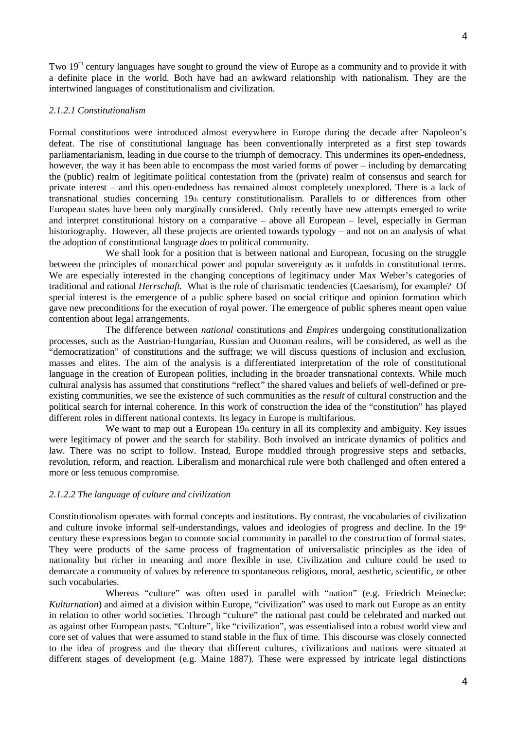Two 19th century languages have sought to ground the view of Europe as a community and to provide it with a definite place in the world. Both have had an awkward relationship with nationalism. They are the intertwined languages of constitutionalism and civilization.

### *2.1.2.1 Constitutionalism*

Formal constitutions were introduced almost everywhere in Europe during the decade after Napoleon's defeat. The rise of constitutional language has been conventionally interpreted as a first step towards parliamentarianism, leading in due course to the triumph of democracy. This undermines its open-endedness, however, the way it has been able to encompass the most varied forms of power – including by demarcating the (public) realm of legitimate political contestation from the (private) realm of consensus and search for private interest – and this open-endedness has remained almost completely unexplored. There is a lack of transnational studies concerning 19th century constitutionalism. Parallels to or differences from other European states have been only marginally considered. Only recently have new attempts emerged to write and interpret constitutional history on a comparative – above all European – level, especially in German historiography. However, all these projects are oriented towards typology – and not on an analysis of what the adoption of constitutional language *does* to political community.

We shall look for a position that is between national and European, focusing on the struggle between the principles of monarchical power and popular sovereignty as it unfolds in constitutional terms. We are especially interested in the changing conceptions of legitimacy under Max Weber's categories of traditional and rational *Herrschaft.* What is the role of charismatic tendencies (Caesarism), for example? Of special interest is the emergence of a public sphere based on social critique and opinion formation which gave new preconditions for the execution of royal power. The emergence of public spheres meant open value contention about legal arrangements.

The difference between *national* constitutions and *Empires* undergoing constitutionalization processes, such as the Austrian-Hungarian, Russian and Ottoman realms, will be considered, as well as the "democratization" of constitutions and the suffrage; we will discuss questions of inclusion and exclusion, masses and elites. The aim of the analysis is a differentiated interpretation of the role of constitutional language in the creation of European polities, including in the broader transnational contexts. While much cultural analysis has assumed that constitutions "reflect" the shared values and beliefs of well-defined or pre-existing communities, we see the existence of such communities as the *result* of cultural construction and the political search for internal coherence. In this work of construction the idea of the "constitution" has played different roles in different national contexts. Its legacy in Europe is multifarious.

We want to map out a European 19th century in all its complexity and ambiguity. Key issues were legitimacy of power and the search for stability. Both involved an intricate dynamics of politics and law. There was no script to follow. Instead, Europe muddled through progressive steps and setbacks, revolution, reform, and reaction. Liberalism and monarchical rule were both challenged and often entered a more or less tenuous compromise.

### *2.1.2.2 The language of culture and civilization*

Constitutionalism operates with formal concepts and institutions. By contrast, the vocabularies of civilization and culture invoke informal self-understandings, values and ideologies of progress and decline. In the 19th century these expressions began to connote social community in parallel to the construction of formal states. They were products of the same process of fragmentation of universalistic principles as the idea of nationality but richer in meaning and more flexible in use. Civilization and culture could be used to demarcate a community of values by reference to spontaneous religious, moral, aesthetic, scientific, or other such vocabularies.

Whereas "culture" was often used in parallel with "nation" (e.g. Friedrich Meinecke: *Kulturnation*) and aimed at a division within Europe, "civilization" was used to mark out Europe as an entity in relation to other world societies. Through "culture" the national past could be celebrated and marked out as against other European pasts. "Culture", like "civilization", was essentialised into a robust world view and core set of values that were assumed to stand stable in the flux of time. This discourse was closely connected to the idea of progress and the theory that different cultures, civilizations and nations were situated at different stages of development (e.g. Maine 1887). These were expressed by intricate legal distinctions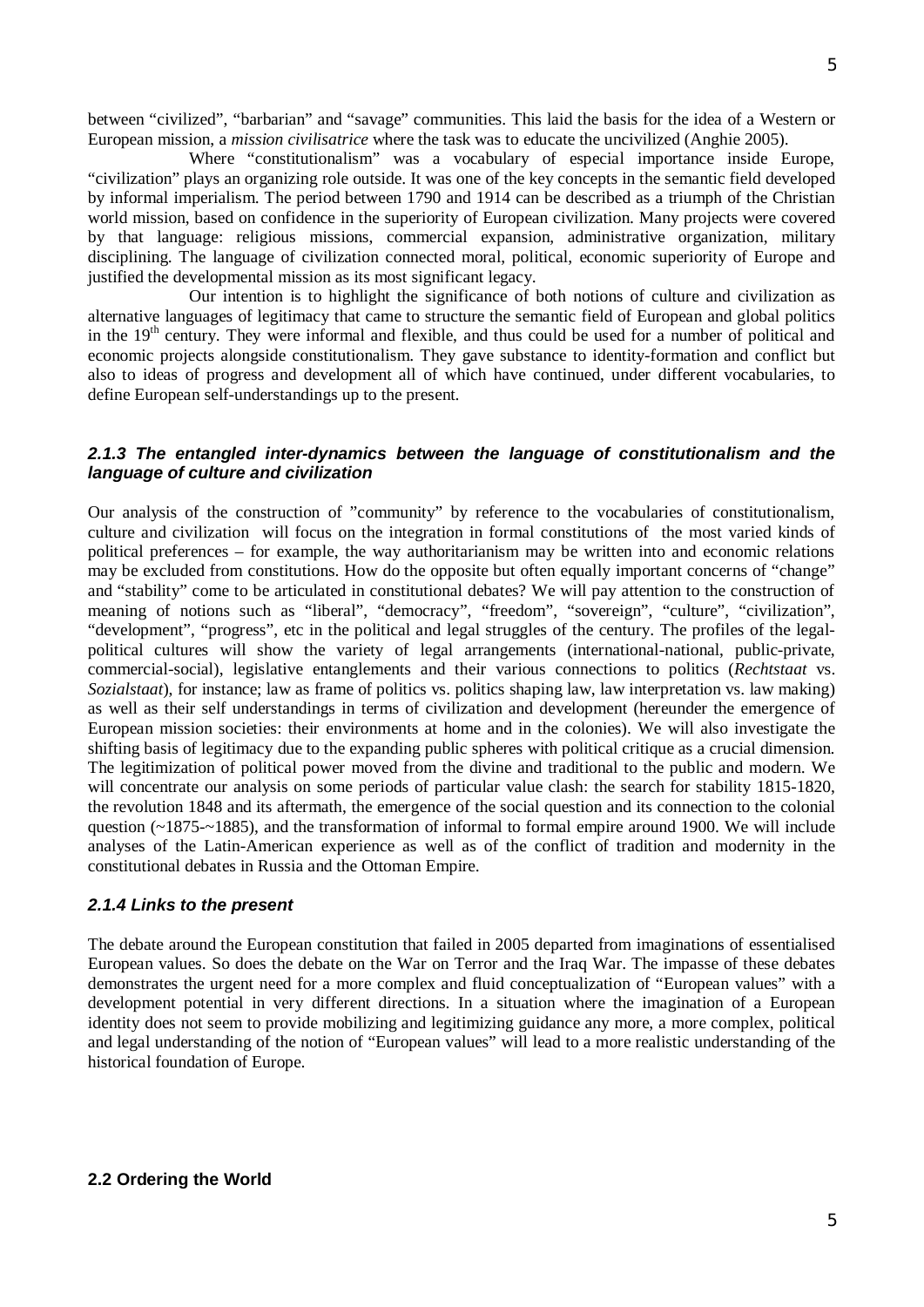between "civilized", "barbarian" and "savage" communities. This laid the basis for the idea of a Western or European mission, a *mission civilisatrice* where the task was to educate the uncivilized (Anghie 2005).

Where "constitutionalism" was a vocabulary of especial importance inside Europe, "civilization" plays an organizing role outside. It was one of the key concepts in the semantic field developed by informal imperialism. The period between 1790 and 1914 can be described as a triumph of the Christian world mission, based on confidence in the superiority of European civilization. Many projects were covered by that language: religious missions, commercial expansion, administrative organization, military disciplining. The language of civilization connected moral, political, economic superiority of Europe and justified the developmental mission as its most significant legacy.

Our intention is to highlight the significance of both notions of culture and civilization as alternative languages of legitimacy that came to structure the semantic field of European and global politics in the 19th century. They were informal and flexible, and thus could be used for a number of political and economic projects alongside constitutionalism. They gave substance to identity-formation and conflict but also to ideas of progress and development all of which have continued, under different vocabularies, to define European self-understandings up to the present.

#### *2.1.3 The entangled inter-dynamics between the language of constitutionalism and the language of culture and civilization*

Our analysis of the construction of "community" by reference to the vocabularies of constitutionalism, culture and civilization will focus on the integration in formal constitutions of the most varied kinds of political preferences – for example, the way authoritarianism may be written into and economic relations may be excluded from constitutions. How do the opposite but often equally important concerns of "change" and "stability" come to be articulated in constitutional debates? We will pay attention to the construction of meaning of notions such as "liberal", "democracy", "freedom", "sovereign", "culture", "civilization", "development", "progress", etc in the political and legal struggles of the century. The profiles of the legal-political cultures will show the variety of legal arrangements (international-national, public-private, commercial-social), legislative entanglements and their various connections to politics (*Rechtstaat* vs. *Sozialstaat*), for instance; law as frame of politics vs. politics shaping law, law interpretation vs. law making) as well as their self understandings in terms of civilization and development (hereunder the emergence of European mission societies: their environments at home and in the colonies). We will also investigate the shifting basis of legitimacy due to the expanding public spheres with political critique as a crucial dimension. The legitimization of political power moved from the divine and traditional to the public and modern. We will concentrate our analysis on some periods of particular value clash: the search for stability 1815-1820, the revolution 1848 and its aftermath, the emergence of the social question and its connection to the colonial question (~1875-~1885), and the transformation of informal to formal empire around 1900. We will include analyses of the Latin-American experience as well as of the conflict of tradition and modernity in the constitutional debates in Russia and the Ottoman Empire.

#### *2.1.4 Links to the present*

The debate around the European constitution that failed in 2005 departed from imaginations of essentialised European values. So does the debate on the War on Terror and the Iraq War. The impasse of these debates demonstrates the urgent need for a more complex and fluid conceptualization of "European values" with a development potential in very different directions. In a situation where the imagination of a European identity does not seem to provide mobilizing and legitimizing guidance any more, a more complex, political and legal understanding of the notion of "European values" will lead to a more realistic understanding of the historical foundation of Europe.

### 2.2 Ordering the World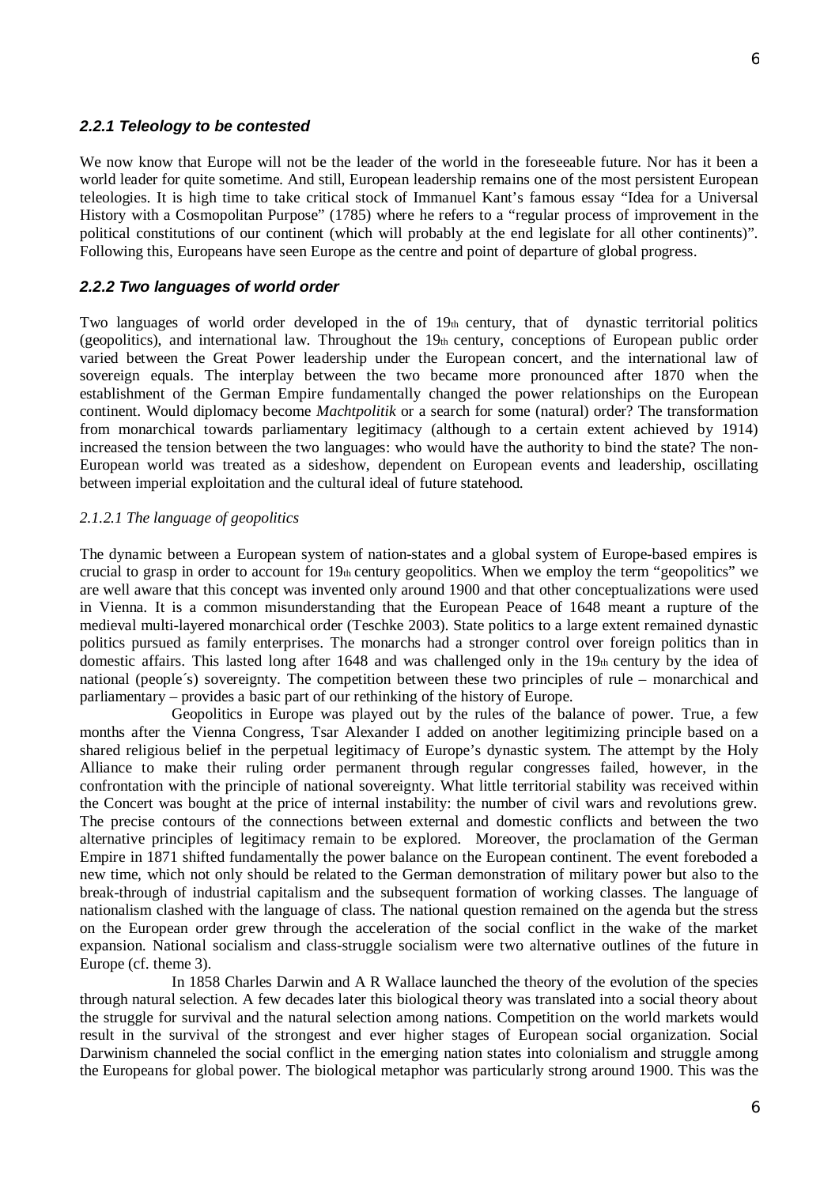### *2.2.1 Teleology to be contested*

We now know that Europe will not be the leader of the world in the foreseeable future. Nor has it been a world leader for quite sometime. And still, European leadership remains one of the most persistent European teleologies. It is high time to take critical stock of Immanuel Kant's famous essay "Idea for a Universal History with a Cosmopolitan Purpose" (1785) where he refers to a "regular process of improvement in the political constitutions of our continent (which will probably at the end legislate for all other continents)". Following this, Europeans have seen Europe as the centre and point of departure of global progress.

### *2.2.2 Two languages of world order*

Two languages of world order developed in the of 19th century, that of dynastic territorial politics (geopolitics), and international law. Throughout the 19th century, conceptions of European public order varied between the Great Power leadership under the European concert, and the international law of sovereign equals. The interplay between the two became more pronounced after 1870 when the establishment of the German Empire fundamentally changed the power relationships on the European continent. Would diplomacy become *Machtpolitik* or a search for some (natural) order? The transformation from monarchical towards parliamentary legitimacy (although to a certain extent achieved by 1914) increased the tension between the two languages: who would have the authority to bind the state? The non-European world was treated as a sideshow, dependent on European events and leadership, oscillating between imperial exploitation and the cultural ideal of future statehood.

#### *2.1.2.1 The language of geopolitics*

The dynamic between a European system of nation-states and a global system of Europe-based empires is crucial to grasp in order to account for 19th century geopolitics. When we employ the term "geopolitics" we are well aware that this concept was invented only around 1900 and that other conceptualizations were used in Vienna. It is a common misunderstanding that the European Peace of 1648 meant a rupture of the medieval multi-layered monarchical order (Teschke 2003). State politics to a large extent remained dynastic politics pursued as family enterprises. The monarchs had a stronger control over foreign politics than in domestic affairs. This lasted long after 1648 and was challenged only in the 19th century by the idea of national (people´s) sovereignty. The competition between these two principles of rule – monarchical and parliamentary – provides a basic part of our rethinking of the history of Europe.

Geopolitics in Europe was played out by the rules of the balance of power. True, a few months after the Vienna Congress, Tsar Alexander I added on another legitimizing principle based on a shared religious belief in the perpetual legitimacy of Europe's dynastic system. The attempt by the Holy Alliance to make their ruling order permanent through regular congresses failed, however, in the confrontation with the principle of national sovereignty. What little territorial stability was received within the Concert was bought at the price of internal instability: the number of civil wars and revolutions grew. The precise contours of the connections between external and domestic conflicts and between the two alternative principles of legitimacy remain to be explored. Moreover, the proclamation of the German Empire in 1871 shifted fundamentally the power balance on the European continent. The event foreboded a new time, which not only should be related to the German demonstration of military power but also to the break-through of industrial capitalism and the subsequent formation of working classes. The language of nationalism clashed with the language of class. The national question remained on the agenda but the stress on the European order grew through the acceleration of the social conflict in the wake of the market expansion. National socialism and class-struggle socialism were two alternative outlines of the future in Europe (cf. theme 3).

In 1858 Charles Darwin and A R Wallace launched the theory of the evolution of the species through natural selection. A few decades later this biological theory was translated into a social theory about the struggle for survival and the natural selection among nations. Competition on the world markets would result in the survival of the strongest and ever higher stages of European social organization. Social Darwinism channeled the social conflict in the emerging nation states into colonialism and struggle among the Europeans for global power. The biological metaphor was particularly strong around 1900. This was the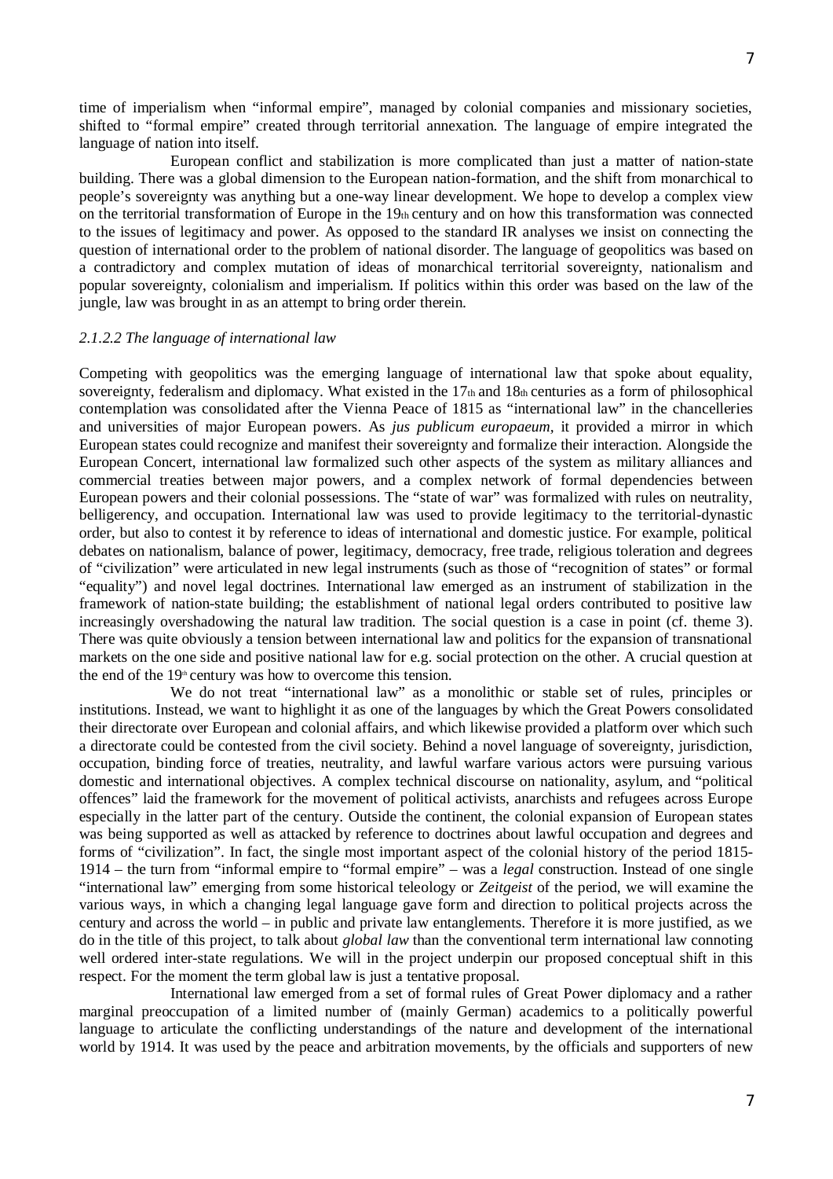time of imperialism when "informal empire", managed by colonial companies and missionary societies, shifted to "formal empire" created through territorial annexation. The language of empire integrated the language of nation into itself.

European conflict and stabilization is more complicated than just a matter of nation-state building. There was a global dimension to the European nation-formation, and the shift from monarchical to people's sovereignty was anything but a one-way linear development. We hope to develop a complex view on the territorial transformation of Europe in the 19th century and on how this transformation was connected to the issues of legitimacy and power. As opposed to the standard IR analyses we insist on connecting the question of international order to the problem of national disorder. The language of geopolitics was based on a contradictory and complex mutation of ideas of monarchical territorial sovereignty, nationalism and popular sovereignty, colonialism and imperialism. If politics within this order was based on the law of the jungle, law was brought in as an attempt to bring order therein.

#### *2.1.2.2 The language of international law*

Competing with geopolitics was the emerging language of international law that spoke about equality, sovereignty, federalism and diplomacy. What existed in the 17th and 18th centuries as a form of philosophical contemplation was consolidated after the Vienna Peace of 1815 as "international law" in the chancelleries and universities of major European powers. As *jus publicum europaeum*, it provided a mirror in which European states could recognize and manifest their sovereignty and formalize their interaction. Alongside the European Concert, international law formalized such other aspects of the system as military alliances and commercial treaties between major powers, and a complex network of formal dependencies between European powers and their colonial possessions. The "state of war" was formalized with rules on neutrality, belligerency, and occupation. International law was used to provide legitimacy to the territorial-dynastic order, but also to contest it by reference to ideas of international and domestic justice. For example, political debates on nationalism, balance of power, legitimacy, democracy, free trade, religious toleration and degrees of "civilization" were articulated in new legal instruments (such as those of "recognition of states" or formal "equality") and novel legal doctrines. International law emerged as an instrument of stabilization in the framework of nation-state building; the establishment of national legal orders contributed to positive law increasingly overshadowing the natural law tradition. The social question is a case in point (cf. theme 3). There was quite obviously a tension between international law and politics for the expansion of transnational markets on the one side and positive national law for e.g. social protection on the other. A crucial question at the end of the 19th century was how to overcome this tension.

We do not treat "international law" as a monolithic or stable set of rules, principles or institutions. Instead, we want to highlight it as one of the languages by which the Great Powers consolidated their directorate over European and colonial affairs, and which likewise provided a platform over which such a directorate could be contested from the civil society. Behind a novel language of sovereignty, jurisdiction, occupation, binding force of treaties, neutrality, and lawful warfare various actors were pursuing various domestic and international objectives. A complex technical discourse on nationality, asylum, and "political offences" laid the framework for the movement of political activists, anarchists and refugees across Europe especially in the latter part of the century. Outside the continent, the colonial expansion of European states was being supported as well as attacked by reference to doctrines about lawful occupation and degrees and forms of "civilization". In fact, the single most important aspect of the colonial history of the period 1815-1914 – the turn from "informal empire to "formal empire" – was a *legal* construction. Instead of one single "international law" emerging from some historical teleology or *Zeitgeist* of the period, we will examine the various ways, in which a changing legal language gave form and direction to political projects across the century and across the world – in public and private law entanglements. Therefore it is more justified, as we do in the title of this project, to talk about *global law* than the conventional term international law connoting well ordered inter-state regulations. We will in the project underpin our proposed conceptual shift in this respect. For the moment the term global law is just a tentative proposal.

International law emerged from a set of formal rules of Great Power diplomacy and a rather marginal preoccupation of a limited number of (mainly German) academics to a politically powerful language to articulate the conflicting understandings of the nature and development of the international world by 1914. It was used by the peace and arbitration movements, by the officials and supporters of new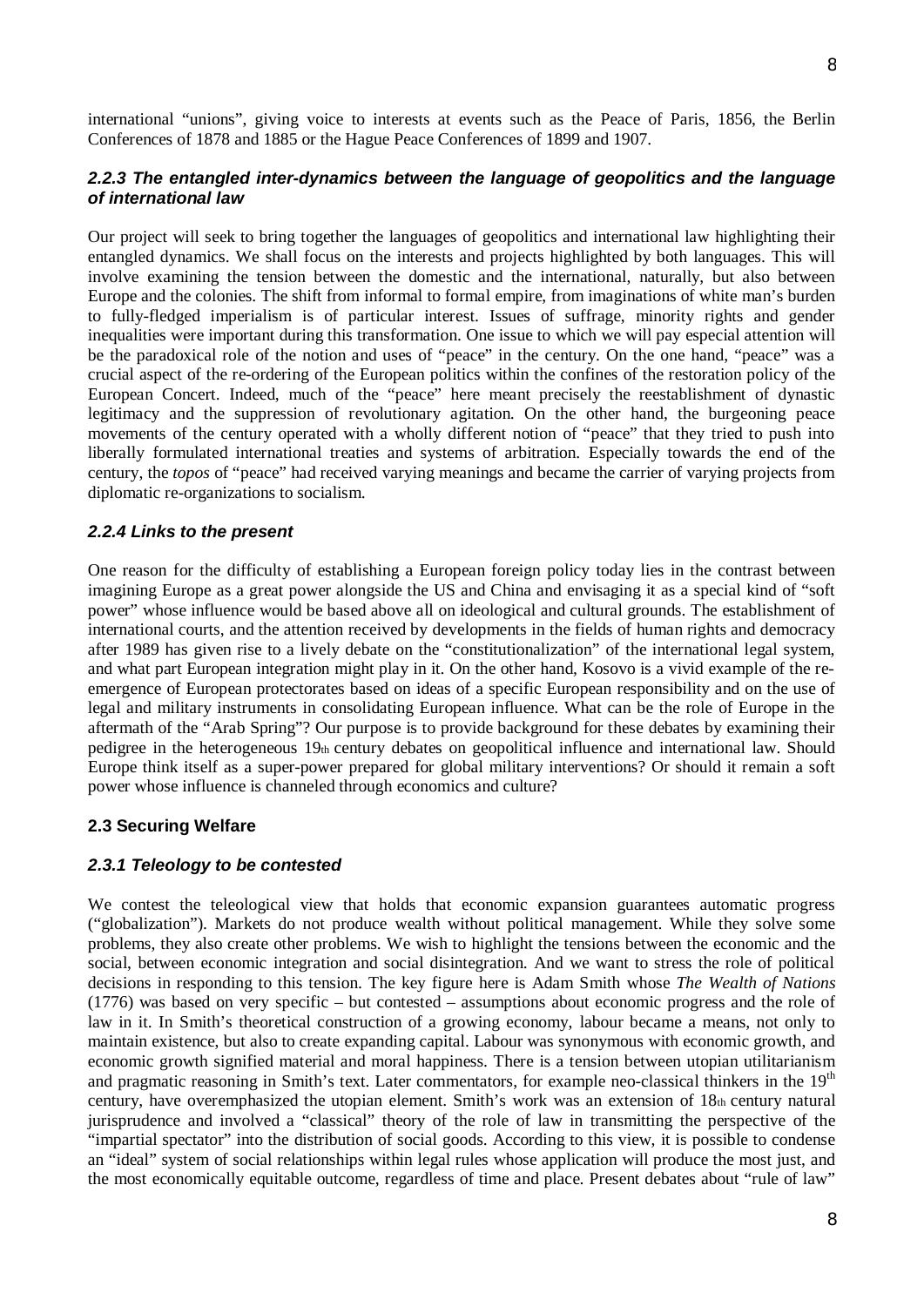international "unions", giving voice to interests at events such as the Peace of Paris, 1856, the Berlin Conferences of 1878 and 1885 or the Hague Peace Conferences of 1899 and 1907.

#### *2.2.3 The entangled inter-dynamics between the language of geopolitics and the language of international law*

Our project will seek to bring together the languages of geopolitics and international law highlighting their entangled dynamics. We shall focus on the interests and projects highlighted by both languages. This will involve examining the tension between the domestic and the international, naturally, but also between Europe and the colonies. The shift from informal to formal empire, from imaginations of white man's burden to fully-fledged imperialism is of particular interest. Issues of suffrage, minority rights and gender inequalities were important during this transformation. One issue to which we will pay especial attention will be the paradoxical role of the notion and uses of "peace" in the century. On the one hand, "peace" was a crucial aspect of the re-ordering of the European politics within the confines of the restoration policy of the European Concert. Indeed, much of the "peace" here meant precisely the reestablishment of dynastic legitimacy and the suppression of revolutionary agitation. On the other hand, the burgeoning peace movements of the century operated with a wholly different notion of "peace" that they tried to push into liberally formulated international treaties and systems of arbitration. Especially towards the end of the century, the *topos* of "peace" had received varying meanings and became the carrier of varying projects from diplomatic re-organizations to socialism.

#### *2.2.4 Links to the present*

One reason for the difficulty of establishing a European foreign policy today lies in the contrast between imagining Europe as a great power alongside the US and China and envisaging it as a special kind of "soft power" whose influence would be based above all on ideological and cultural grounds. The establishment of international courts, and the attention received by developments in the fields of human rights and democracy after 1989 has given rise to a lively debate on the "constitutionalization" of the international legal system, and what part European integration might play in it. On the other hand, Kosovo is a vivid example of the re-emergence of European protectorates based on ideas of a specific European responsibility and on the use of legal and military instruments in consolidating European influence. What can be the role of Europe in the aftermath of the "Arab Spring"? Our purpose is to provide background for these debates by examining their pedigree in the heterogeneous 19th century debates on geopolitical influence and international law. Should Europe think itself as a super-power prepared for global military interventions? Or should it remain a soft power whose influence is channeled through economics and culture?

### 2.3 Securing Welfare

#### *2.3.1 Teleology to be contested*

We contest the teleological view that holds that economic expansion guarantees automatic progress ("globalization"). Markets do not produce wealth without political management. While they solve some problems, they also create other problems. We wish to highlight the tensions between the economic and the social, between economic integration and social disintegration. And we want to stress the role of political decisions in responding to this tension. The key figure here is Adam Smith whose *The Wealth of Nations* (1776) was based on very specific – but contested – assumptions about economic progress and the role of law in it. In Smith's theoretical construction of a growing economy, labour became a means, not only to maintain existence, but also to create expanding capital. Labour was synonymous with economic growth, and economic growth signified material and moral happiness. There is a tension between utopian utilitarianism and pragmatic reasoning in Smith's text. Later commentators, for example neo-classical thinkers in the 19th century, have overemphasized the utopian element. Smith's work was an extension of 18th century natural jurisprudence and involved a "classical" theory of the role of law in transmitting the perspective of the "impartial spectator" into the distribution of social goods. According to this view, it is possible to condense an "ideal" system of social relationships within legal rules whose application will produce the most just, and the most economically equitable outcome, regardless of time and place. Present debates about "rule of law"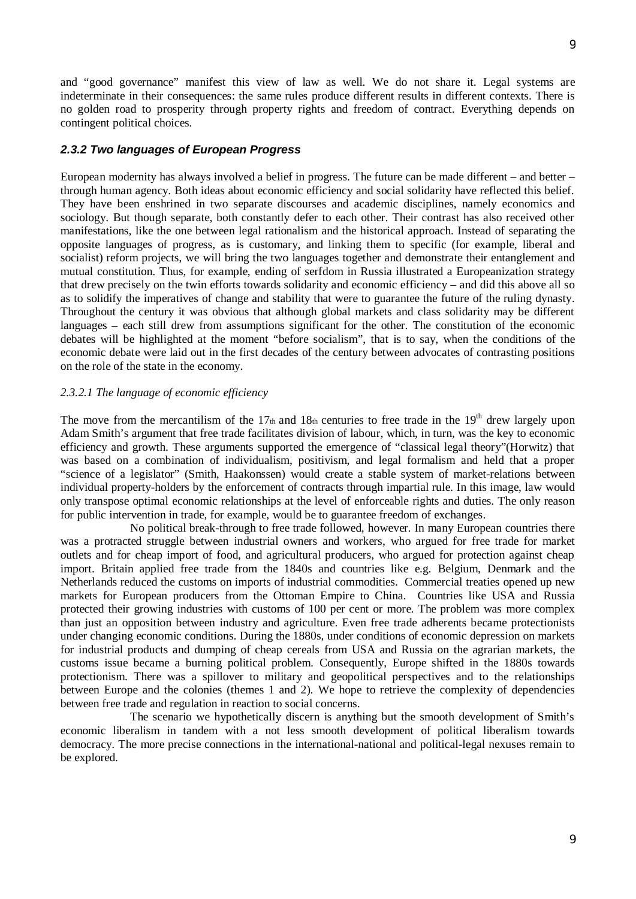and "good governance" manifest this view of law as well. We do not share it. Legal systems are indeterminate in their consequences: the same rules produce different results in different contexts. There is no golden road to prosperity through property rights and freedom of contract. Everything depends on contingent political choices.

### *2.3.2 Two languages of European Progress*

European modernity has always involved a belief in progress. The future can be made different – and better – through human agency. Both ideas about economic efficiency and social solidarity have reflected this belief. They have been enshrined in two separate discourses and academic disciplines, namely economics and sociology. But though separate, both constantly defer to each other. Their contrast has also received other manifestations, like the one between legal rationalism and the historical approach. Instead of separating the opposite languages of progress, as is customary, and linking them to specific (for example, liberal and socialist) reform projects, we will bring the two languages together and demonstrate their entanglement and mutual constitution. Thus, for example, ending of serfdom in Russia illustrated a Europeanization strategy that drew precisely on the twin efforts towards solidarity and economic efficiency – and did this above all so as to solidify the imperatives of change and stability that were to guarantee the future of the ruling dynasty. Throughout the century it was obvious that although global markets and class solidarity may be different languages – each still drew from assumptions significant for the other. The constitution of the economic debates will be highlighted at the moment "before socialism", that is to say, when the conditions of the economic debate were laid out in the first decades of the century between advocates of contrasting positions on the role of the state in the economy.

#### *2.3.2.1 The language of economic efficiency*

The move from the mercantilism of the 17th and 18th centuries to free trade in the 19th drew largely upon Adam Smith's argument that free trade facilitates division of labour, which, in turn, was the key to economic efficiency and growth. These arguments supported the emergence of "classical legal theory"(Horwitz) that was based on a combination of individualism, positivism, and legal formalism and held that a proper "science of a legislator" (Smith, Haakonssen) would create a stable system of market-relations between individual property-holders by the enforcement of contracts through impartial rule. In this image, law would only transpose optimal economic relationships at the level of enforceable rights and duties. The only reason for public intervention in trade, for example, would be to guarantee freedom of exchanges.

No political break-through to free trade followed, however. In many European countries there was a protracted struggle between industrial owners and workers, who argued for free trade for market outlets and for cheap import of food, and agricultural producers, who argued for protection against cheap import. Britain applied free trade from the 1840s and countries like e.g. Belgium, Denmark and the Netherlands reduced the customs on imports of industrial commodities. Commercial treaties opened up new markets for European producers from the Ottoman Empire to China. Countries like USA and Russia protected their growing industries with customs of 100 per cent or more. The problem was more complex than just an opposition between industry and agriculture. Even free trade adherents became protectionists under changing economic conditions. During the 1880s, under conditions of economic depression on markets for industrial products and dumping of cheap cereals from USA and Russia on the agrarian markets, the customs issue became a burning political problem. Consequently, Europe shifted in the 1880s towards protectionism. There was a spillover to military and geopolitical perspectives and to the relationships between Europe and the colonies (themes 1 and 2). We hope to retrieve the complexity of dependencies between free trade and regulation in reaction to social concerns.

The scenario we hypothetically discern is anything but the smooth development of Smith's economic liberalism in tandem with a not less smooth development of political liberalism towards democracy. The more precise connections in the international-national and political-legal nexuses remain to be explored.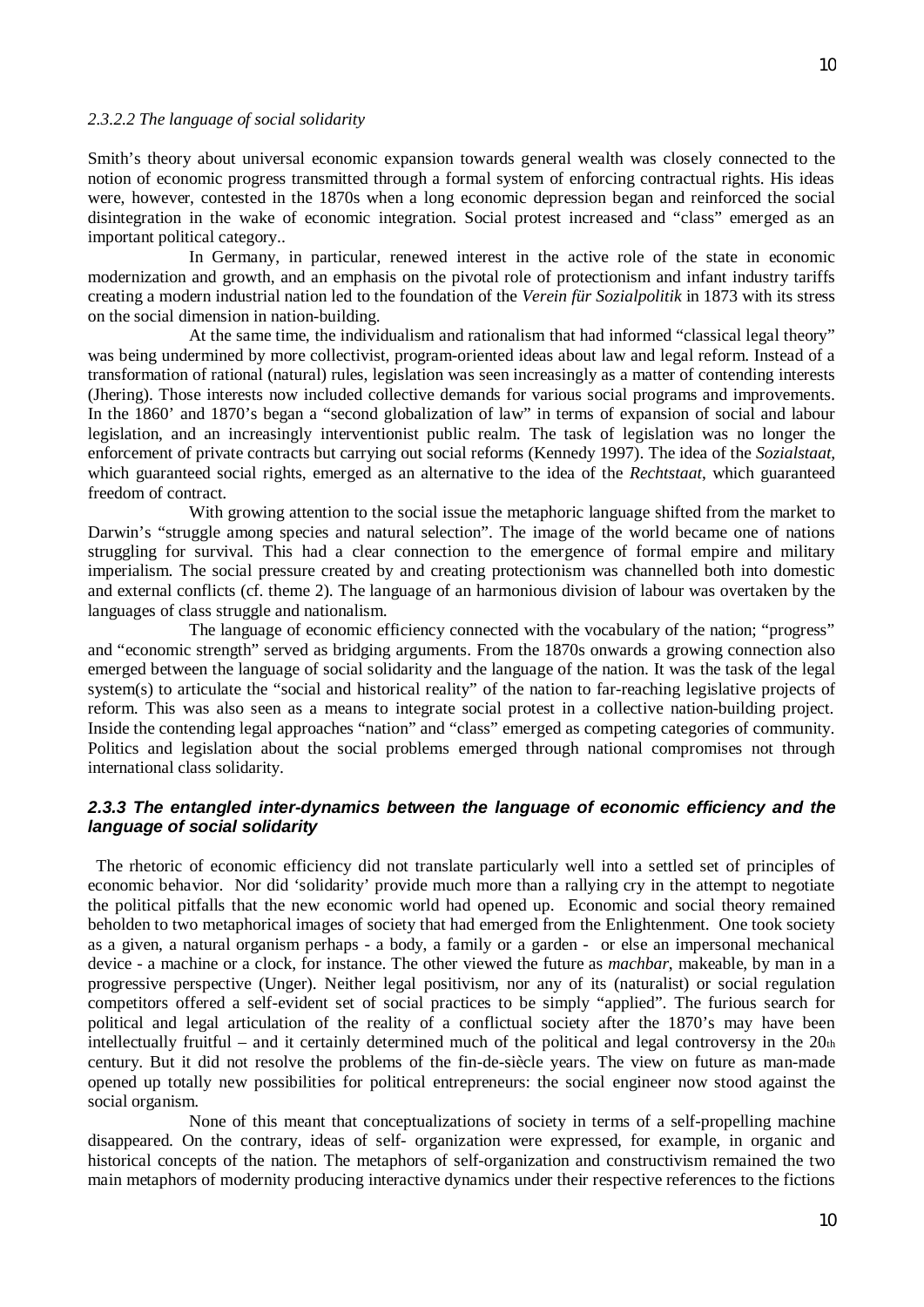*2.3.2.2 The language of social solidarity*

Smith's theory about universal economic expansion towards general wealth was closely connected to the notion of economic progress transmitted through a formal system of enforcing contractual rights. His ideas were, however, contested in the 1870s when a long economic depression began and reinforced the social disintegration in the wake of economic integration. Social protest increased and "class" emerged as an important political category..

In Germany, in particular, renewed interest in the active role of the state in economic modernization and growth, and an emphasis on the pivotal role of protectionism and infant industry tariffs creating a modern industrial nation led to the foundation of the *Verein für Sozialpolitik* in 1873 with its stress on the social dimension in nation-building.

At the same time, the individualism and rationalism that had informed "classical legal theory" was being undermined by more collectivist, program-oriented ideas about law and legal reform. Instead of a transformation of rational (natural) rules, legislation was seen increasingly as a matter of contending interests (Jhering). Those interests now included collective demands for various social programs and improvements. In the 1860' and 1870's began a "second globalization of law" in terms of expansion of social and labour legislation, and an increasingly interventionist public realm. The task of legislation was no longer the enforcement of private contracts but carrying out social reforms (Kennedy 1997). The idea of the *Sozialstaat*, which guaranteed social rights, emerged as an alternative to the idea of the *Rechtstaat*, which guaranteed freedom of contract.

With growing attention to the social issue the metaphoric language shifted from the market to Darwin's "struggle among species and natural selection". The image of the world became one of nations struggling for survival. This had a clear connection to the emergence of formal empire and military imperialism. The social pressure created by and creating protectionism was channelled both into domestic and external conflicts (cf. theme 2). The language of an harmonious division of labour was overtaken by the languages of class struggle and nationalism.

The language of economic efficiency connected with the vocabulary of the nation; "progress" and "economic strength" served as bridging arguments. From the 1870s onwards a growing connection also emerged between the language of social solidarity and the language of the nation. It was the task of the legal system(s) to articulate the "social and historical reality" of the nation to far-reaching legislative projects of reform. This was also seen as a means to integrate social protest in a collective nation-building project. Inside the contending legal approaches "nation" and "class" emerged as competing categories of community. Politics and legislation about the social problems emerged through national compromises not through international class solidarity.

### *2.3.3 The entangled inter-dynamics between the language of economic efficiency and the language of social solidarity*

The rhetoric of economic efficiency did not translate particularly well into a settled set of principles of economic behavior. Nor did 'solidarity' provide much more than a rallying cry in the attempt to negotiate the political pitfalls that the new economic world had opened up. Economic and social theory remained beholden to two metaphorical images of society that had emerged from the Enlightenment. One took society as a given, a natural organism perhaps - a body, a family or a garden - or else an impersonal mechanical device - a machine or a clock, for instance. The other viewed the future as *machbar*, makeable, by man in a progressive perspective (Unger). Neither legal positivism, nor any of its (naturalist) or social regulation competitors offered a self-evident set of social practices to be simply "applied". The furious search for political and legal articulation of the reality of a conflictual society after the 1870's may have been intellectually fruitful – and it certainly determined much of the political and legal controversy in the 20th century. But it did not resolve the problems of the fin-de-siècle years. The view on future as man-made opened up totally new possibilities for political entrepreneurs: the social engineer now stood against the social organism.

None of this meant that conceptualizations of society in terms of a self-propelling machine disappeared. On the contrary, ideas of self- organization were expressed, for example, in organic and historical concepts of the nation. The metaphors of self-organization and constructivism remained the two main metaphors of modernity producing interactive dynamics under their respective references to the fictions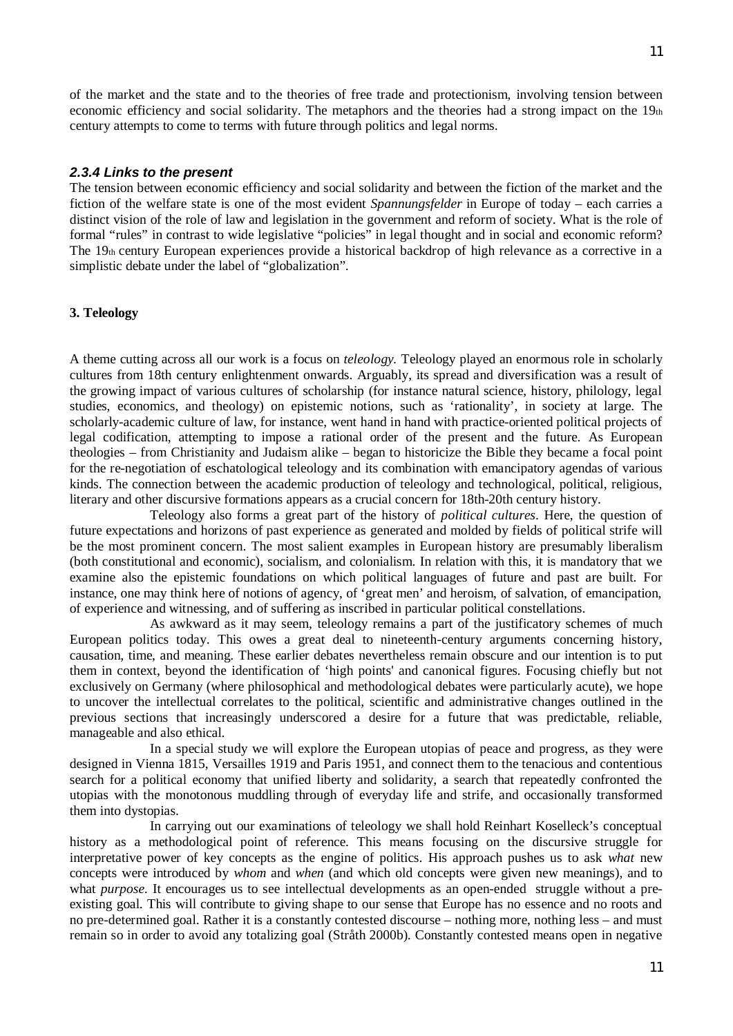of the market and the state and to the theories of free trade and protectionism, involving tension between economic efficiency and social solidarity. The metaphors and the theories had a strong impact on the 19th century attempts to come to terms with future through politics and legal norms.

#### *2.3.4 Links to the present*

The tension between economic efficiency and social solidarity and between the fiction of the market and the fiction of the welfare state is one of the most evident *Spannungsfelder* in Europe of today – each carries a distinct vision of the role of law and legislation in the government and reform of society. What is the role of formal "rules" in contrast to wide legislative "policies" in legal thought and in social and economic reform? The 19th century European experiences provide a historical backdrop of high relevance as a corrective in a simplistic debate under the label of "globalization".

## 3. Teleology

A theme cutting across all our work is a focus on *teleology.* Teleology played an enormous role in scholarly cultures from 18th century enlightenment onwards. Arguably, its spread and diversification was a result of the growing impact of various cultures of scholarship (for instance natural science, history, philology, legal studies, economics, and theology) on epistemic notions, such as 'rationality', in society at large. The scholarly-academic culture of law, for instance, went hand in hand with practice-oriented political projects of legal codification, attempting to impose a rational order of the present and the future. As European theologies – from Christianity and Judaism alike – began to historicize the Bible they became a focal point for the re-negotiation of eschatological teleology and its combination with emancipatory agendas of various kinds. The connection between the academic production of teleology and technological, political, religious, literary and other discursive formations appears as a crucial concern for 18th-20th century history.

Teleology also forms a great part of the history of *political cultures*. Here, the question of future expectations and horizons of past experience as generated and molded by fields of political strife will be the most prominent concern. The most salient examples in European history are presumably liberalism (both constitutional and economic), socialism, and colonialism. In relation with this, it is mandatory that we examine also the epistemic foundations on which political languages of future and past are built. For instance, one may think here of notions of agency, of 'great men' and heroism, of salvation, of emancipation, of experience and witnessing, and of suffering as inscribed in particular political constellations.

As awkward as it may seem, teleology remains a part of the justificatory schemes of much European politics today. This owes a great deal to nineteenth-century arguments concerning history, causation, time, and meaning. These earlier debates nevertheless remain obscure and our intention is to put them in context, beyond the identification of 'high points' and canonical figures. Focusing chiefly but not exclusively on Germany (where philosophical and methodological debates were particularly acute), we hope to uncover the intellectual correlates to the political, scientific and administrative changes outlined in the previous sections that increasingly underscored a desire for a future that was predictable, reliable, manageable and also ethical.

In a special study we will explore the European utopias of peace and progress, as they were designed in Vienna 1815, Versailles 1919 and Paris 1951, and connect them to the tenacious and contentious search for a political economy that unified liberty and solidarity, a search that repeatedly confronted the utopias with the monotonous muddling through of everyday life and strife, and occasionally transformed them into dystopias.

In carrying out our examinations of teleology we shall hold Reinhart Koselleck's conceptual history as a methodological point of reference. This means focusing on the discursive struggle for interpretative power of key concepts as the engine of politics. His approach pushes us to ask *what* new concepts were introduced by *whom* and *when* (and which old concepts were given new meanings), and to what *purpose*. It encourages us to see intellectual developments as an open-ended struggle without a pre-existing goal. This will contribute to giving shape to our sense that Europe has no essence and no roots and no pre-determined goal. Rather it is a constantly contested discourse – nothing more, nothing less – and must remain so in order to avoid any totalizing goal (Stråth 2000b). Constantly contested means open in negative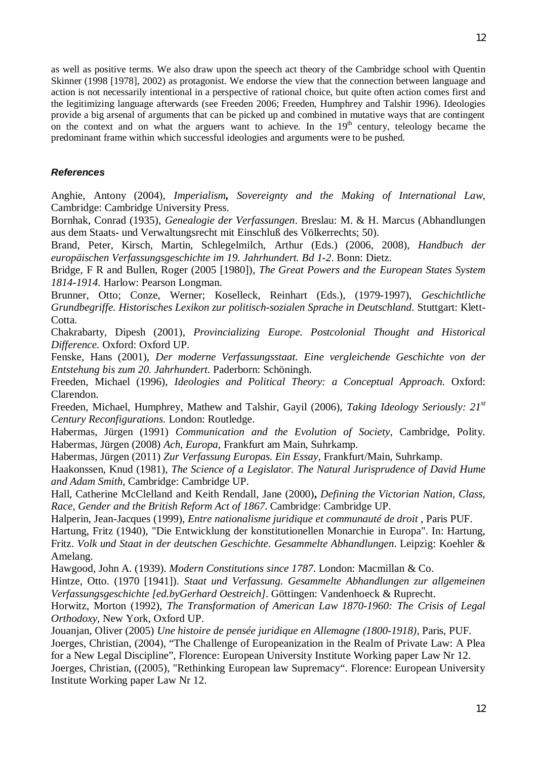as well as positive terms. We also draw upon the speech act theory of the Cambridge school with Quentin Skinner (1998 [1978], 2002) as protagonist. We endorse the view that the connection between language and action is not necessarily intentional in a perspective of rational choice, but quite often action comes first and the legitimizing language afterwards (see Freeden 2006; Freeden, Humphrey and Talshir 1996). Ideologies provide a big arsenal of arguments that can be picked up and combined in mutative ways that are contingent on the context and on what the arguers want to achieve. In the 19th century, teleology became the predominant frame within which successful ideologies and arguments were to be pushed.

### *References*

Anghie, Antony (2004), *Imperialism, Sovereignty and the Making of International Law*, Cambridge: Cambridge University Press.

Bornhak, Conrad (1935), *Genealogie der Verfassungen*. Breslau: M. & H. Marcus (Abhandlungen aus dem Staats- und Verwaltungsrecht mit Einschluß des Völkerrechts; 50).

Brand, Peter, Kirsch, Martin, Schlegelmilch, Arthur (Eds.) (2006, 2008), *Handbuch der europäischen Verfassungsgeschichte im 19. Jahrhundert. Bd 1-2*. Bonn: Dietz.

Bridge, F R and Bullen, Roger (2005 [1980]), *The Great Powers and the European States System 1814-1914.* Harlow: Pearson Longman.

Brunner, Otto; Conze, Werner; Koselleck, Reinhart (Eds.), (1979-1997), *Geschichtliche Grundbegriffe. Historisches Lexikon zur politisch-sozialen Sprache in Deutschland*. Stuttgart: Klett-Cotta.

Chakrabarty, Dipesh (2001), *Provincializing Europe. Postcolonial Thought and Historical Difference.* Oxford: Oxford UP.

Fenske, Hans (2001), *Der moderne Verfassungsstaat. Eine vergleichende Geschichte von der Entstehung bis zum 20. Jahrhundert*. Paderborn: Schöningh.

Freeden, Michael (1996), *Ideologies and Political Theory: a Conceptual Approach.* Oxford: Clarendon.

Freeden, Michael, Humphrey, Mathew and Talshir, Gayil (2006), *Taking Ideology Seriously: 21st Century Reconfigurations.* London: Routledge.

Habermas, Jürgen (1991) *Communication and the Evolution of Society*, Cambridge, Polity. Habermas, Jürgen (2008) *Ach, Europa*, Frankfurt am Main, Suhrkamp.

Habermas, Jürgen (2011) *Zur Verfassung Europas. Ein Essay*, Frankfurt/Main, Suhrkamp.

Haakonssen, Knud (1981), *The Science of a Legislator. The Natural Jurisprudence of David Hume and Adam Smith*, Cambridge: Cambridge UP.

Hall, Catherine McClelland and Keith Rendall, Jane (2000), *Defining the Victorian Nation, Class, Race, Gender and the British Reform Act of 1867*. Cambridge: Cambridge UP.

Halperin, Jean-Jacques (1999), *Entre nationalisme juridique et communauté de droit* , Paris PUF.

Hartung, Fritz (1940), "Die Entwicklung der konstitutionellen Monarchie in Europa". In: Hartung, Fritz. *Volk und Staat in der deutschen Geschichte. Gesammelte Abhandlungen*. Leipzig: Koehler & Amelang.

Hawgood, John A. (1939). *Modern Constitutions since 1787.* London: Macmillan & Co.

Hintze, Otto. (1970 [1941]). *Staat und Verfassung. Gesammelte Abhandlungen zur allgemeinen Verfassungsgeschichte [ed.byGerhard Oestreich]*. Göttingen: Vandenhoeck & Ruprecht.

Horwitz, Morton (1992), *The Transformation of American Law 1870-1960: The Crisis of Legal Orthodoxy*, New York, Oxford UP.

Jouanjan, Oliver (2005) *Une histoire de pensée juridique en Allemagne (1800-1918)*, Paris, PUF.

Joerges, Christian, (2004), "The Challenge of Europeanization in the Realm of Private Law: A Plea for a New Legal Discipline", Florence: European University Institute Working paper Law Nr 12.

Joerges, Christian, ((2005), "Rethinking European law Supremacy". Florence: European University Institute Working paper Law Nr 12.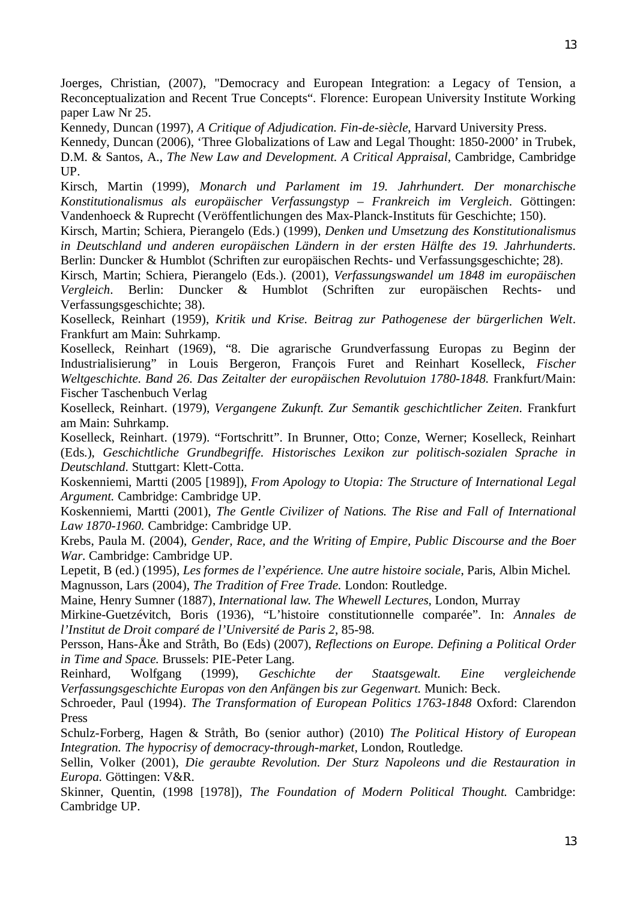Joerges, Christian, (2007), "Democracy and European Integration: a Legacy of Tension, a Reconceptualization and Recent True Concepts". Florence: European University Institute Working paper Law Nr 25.

Kennedy, Duncan (1997), *A Critique of Adjudication. Fin-de-siècle*, Harvard University Press.

Kennedy, Duncan (2006), 'Three Globalizations of Law and Legal Thought: 1850-2000' in Trubek, D.M. & Santos, A., *The New Law and Development. A Critical Appraisal*, Cambridge, Cambridge UP.

Kirsch, Martin (1999), *Monarch und Parlament im 19. Jahrhundert. Der monarchische Konstitutionalismus als europäischer Verfassungstyp – Frankreich im Vergleich*. Göttingen: Vandenhoeck & Ruprecht (Veröffentlichungen des Max-Planck-Instituts für Geschichte; 150).

Kirsch, Martin; Schiera, Pierangelo (Eds.) (1999), *Denken und Umsetzung des Konstitutionalismus in Deutschland und anderen europäischen Ländern in der ersten Hälfte des 19. Jahrhunderts*. Berlin: Duncker & Humblot (Schriften zur europäischen Rechts- und Verfassungsgeschichte; 28).

Kirsch, Martin; Schiera, Pierangelo (Eds.). (2001), *Verfassungswandel um 1848 im europäischen Vergleich*. Berlin: Duncker & Humblot (Schriften zur europäischen Rechts- und Verfassungsgeschichte; 38).

Koselleck, Reinhart (1959), *Kritik und Krise. Beitrag zur Pathogenese der bürgerlichen Welt*. Frankfurt am Main: Suhrkamp.

Koselleck, Reinhart (1969), "8. Die agrarische Grundverfassung Europas zu Beginn der Industrialisierung" in Louis Bergeron, François Furet and Reinhart Koselleck, *Fischer Weltgeschichte. Band 26. Das Zeitalter der europäischen Revolutuion 1780-1848.* Frankfurt/Main: Fischer Taschenbuch Verlag

Koselleck, Reinhart. (1979), *Vergangene Zukunft. Zur Semantik geschichtlicher Zeiten*. Frankfurt am Main: Suhrkamp.

Koselleck, Reinhart. (1979). "Fortschritt". In Brunner, Otto; Conze, Werner; Koselleck, Reinhart (Eds.), *Geschichtliche Grundbegriffe. Historisches Lexikon zur politisch-sozialen Sprache in Deutschland*. Stuttgart: Klett-Cotta.

Koskenniemi, Martti (2005 [1989]), *From Apology to Utopia: The Structure of International Legal Argument.* Cambridge: Cambridge UP.

Koskenniemi, Martti (2001), *The Gentle Civilizer of Nations. The Rise and Fall of International Law 1870-1960.* Cambridge: Cambridge UP.

Krebs, Paula M. (2004), *Gender, Race, and the Writing of Empire, Public Discourse and the Boer War.* Cambridge: Cambridge UP.

Lepetit, B (ed.) (1995), *Les formes de l'expérience. Une autre histoire sociale*, Paris, Albin Michel.

Magnusson, Lars (2004), *The Tradition of Free Trade.* London: Routledge.

Maine, Henry Sumner (1887), *International law. The Whewell Lectures*, London, Murray

Mirkine-Guetzévitch, Boris (1936), "L'histoire constitutionnelle comparée". In: *Annales de l'Institut de Droit comparé de l'Université de Paris 2*, 85-98.

Persson, Hans-Åke and Stråth, Bo (Eds) (2007), *Reflections on Europe. Defining a Political Order in Time and Space.* Brussels: PIE-Peter Lang.

Reinhard, Wolfgang (1999), *Geschichte der Staatsgewalt. Eine vergleichende Verfassungsgeschichte Europas von den Anfängen bis zur Gegenwart.* Munich: Beck.

Schroeder, Paul (1994). *The Transformation of European Politics 1763-1848* Oxford: Clarendon Press

Schulz-Forberg, Hagen & Stråth, Bo (senior author) (2010) *The Political History of European Integration. The hypocrisy of democracy-through-market,* London, Routledge.

Sellin, Volker (2001), *Die geraubte Revolution. Der Sturz Napoleons und die Restauration in Europa.* Göttingen: V&R.

Skinner, Quentin, (1998 [1978]), *The Foundation of Modern Political Thought.* Cambridge: Cambridge UP.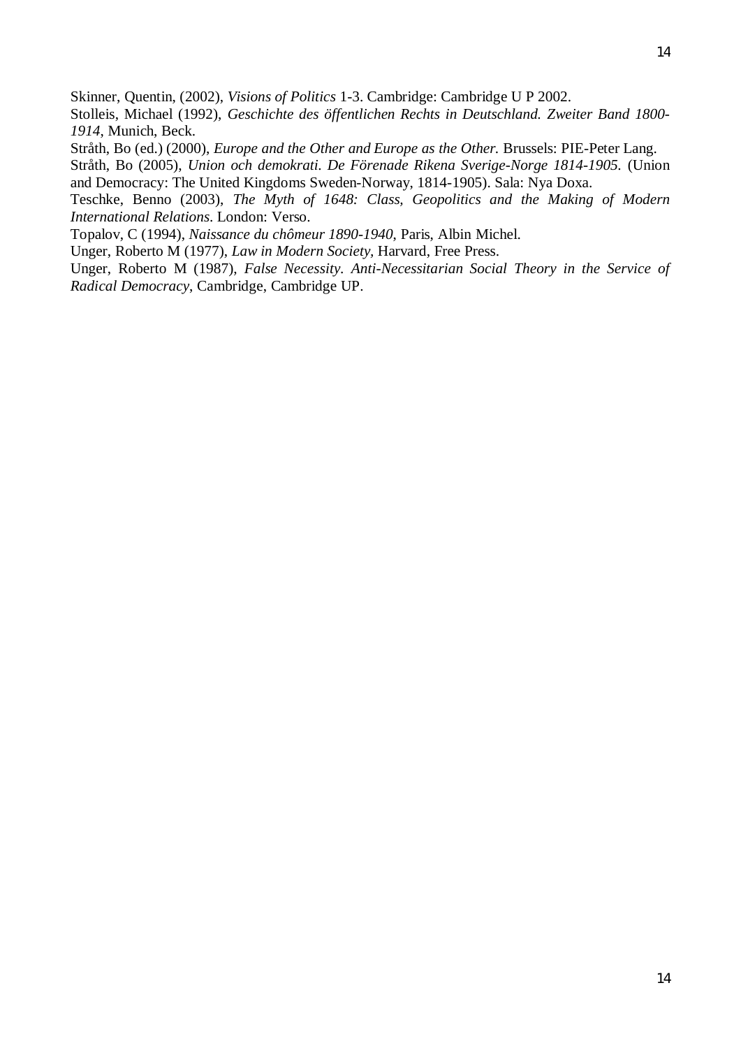Skinner, Quentin, (2002), *Visions of Politics* 1-3. Cambridge: Cambridge U P 2002.

Stolleis, Michael (1992), *Geschichte des öffentlichen Rechts in Deutschland. Zweiter Band 1800-1914*, Munich, Beck.

Stråth, Bo (ed.) (2000), *Europe and the Other and Europe as the Other.* Brussels: PIE-Peter Lang.

Stråth, Bo (2005), *Union och demokrati. De Förenade Rikena Sverige-Norge 1814-1905.* (Union and Democracy: The United Kingdoms Sweden-Norway, 1814-1905). Sala: Nya Doxa.

Teschke, Benno (2003), *The Myth of 1648: Class, Geopolitics and the Making of Modern International Relations*. London: Verso.

Topalov, C (1994), *Naissance du chômeur 1890-1940*, Paris, Albin Michel.

Unger, Roberto M (1977), *Law in Modern Society*, Harvard, Free Press.

Unger, Roberto M (1987), *False Necessity. Anti-Necessitarian Social Theory in the Service of Radical Democracy*, Cambridge, Cambridge UP.